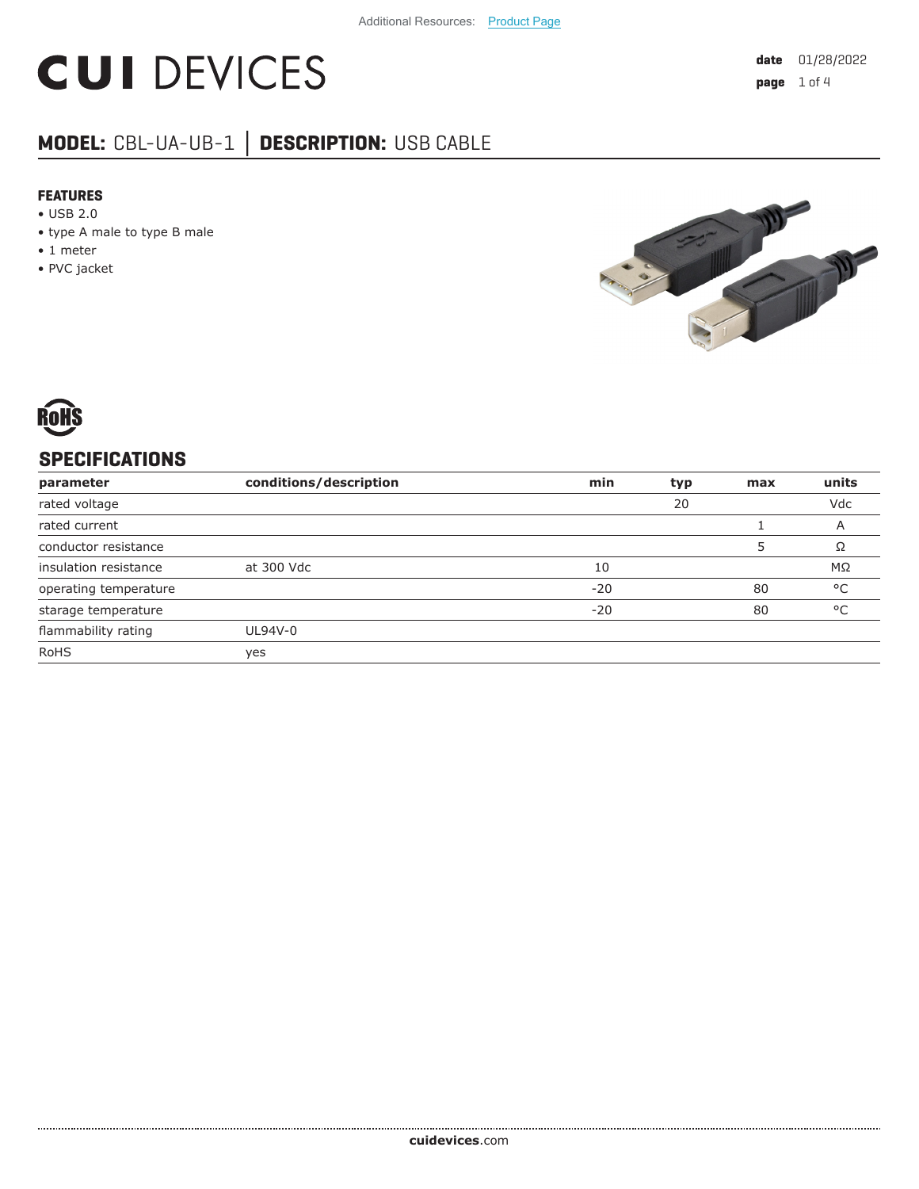Additional Resources: Product Page

# CUI DEVICES

**date** 01/28/2022

## MODEL: CBL-UA-UB-1 │ DESCRIPTION: USB CABLE

### FEATURES

- USB 2.0
- type A male to type B male
- 1 meter
- PVC jacket

RoHS

## SPECIFICATIONS

| parameter | conditions/description | min | typ | max | units |
|---|---|---|---|---|---|
| rated voltage | | | 20 | | Vdc |
| rated current | | | | 1 | A |
| conductor resistance | | | | 5 | Ω |
| insulation resistance | at 300 Vdc | 10 | | | MΩ |
| operating temperature | | -20 | | 80 | °C |
| starage temperature | | -20 | | 80 | °C |
| flammability rating | UL94V-0 | | | | |
| RoHS | yes | | | | |

**cuidevices**.com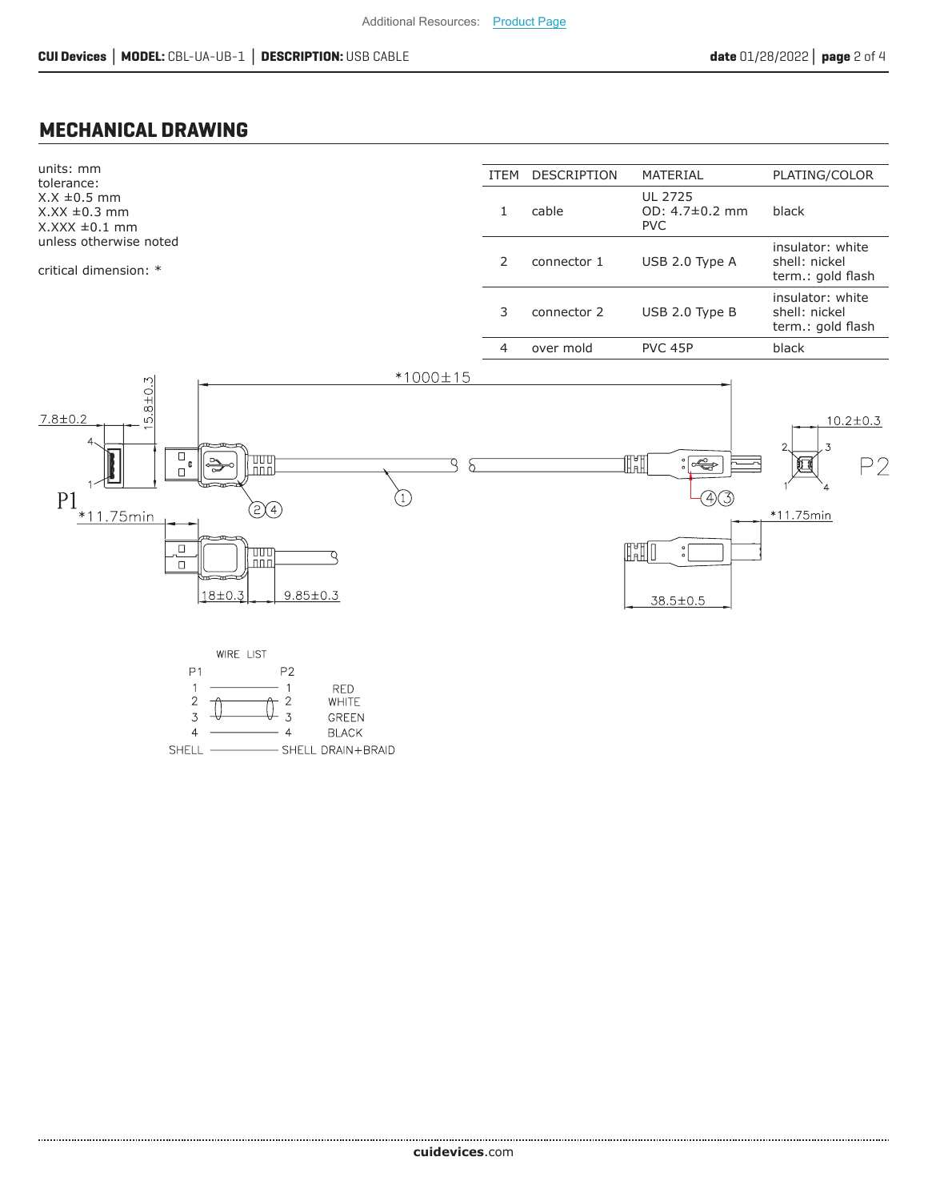## MECHANICAL DRAWING

units: mm
tolerance:
X.X ±0.5 mm
X.XX ±0.3 mm
X.XXX ±0.1 mm
unless otherwise noted

critical dimension: *

| ITEM | DESCRIPTION | MATERIAL | PLATING/COLOR |
|---|---|---|---|
| 1 | cable | UL 2725<br>OD: 4.7±0.2 mm<br>PVC | black |
| 2 | connector 1 | USB 2.0 Type A | insulator: white<br>shell: nickel<br>term.: gold flash |
| 3 | connector 2 | USB 2.0 Type B | insulator: white<br>shell: nickel<br>term.: gold flash |
| 4 | over mold | PVC 45P | black |

*1000±15

7.8±0.2

15.8±0.3

P1

*11.75min

18±0.3

9.85±0.3

10.2±0.3

P2

*11.75min

38.5±0.5

WIRE LIST

| P1 | P2 | |
|---|---|---|
| 1 | 1 | RED |
| 2 | 2 | WHITE |
| 3 | 3 | GREEN |
| 4 | 4 | BLACK |
| SHELL | SHELL | DRAIN+BRAID |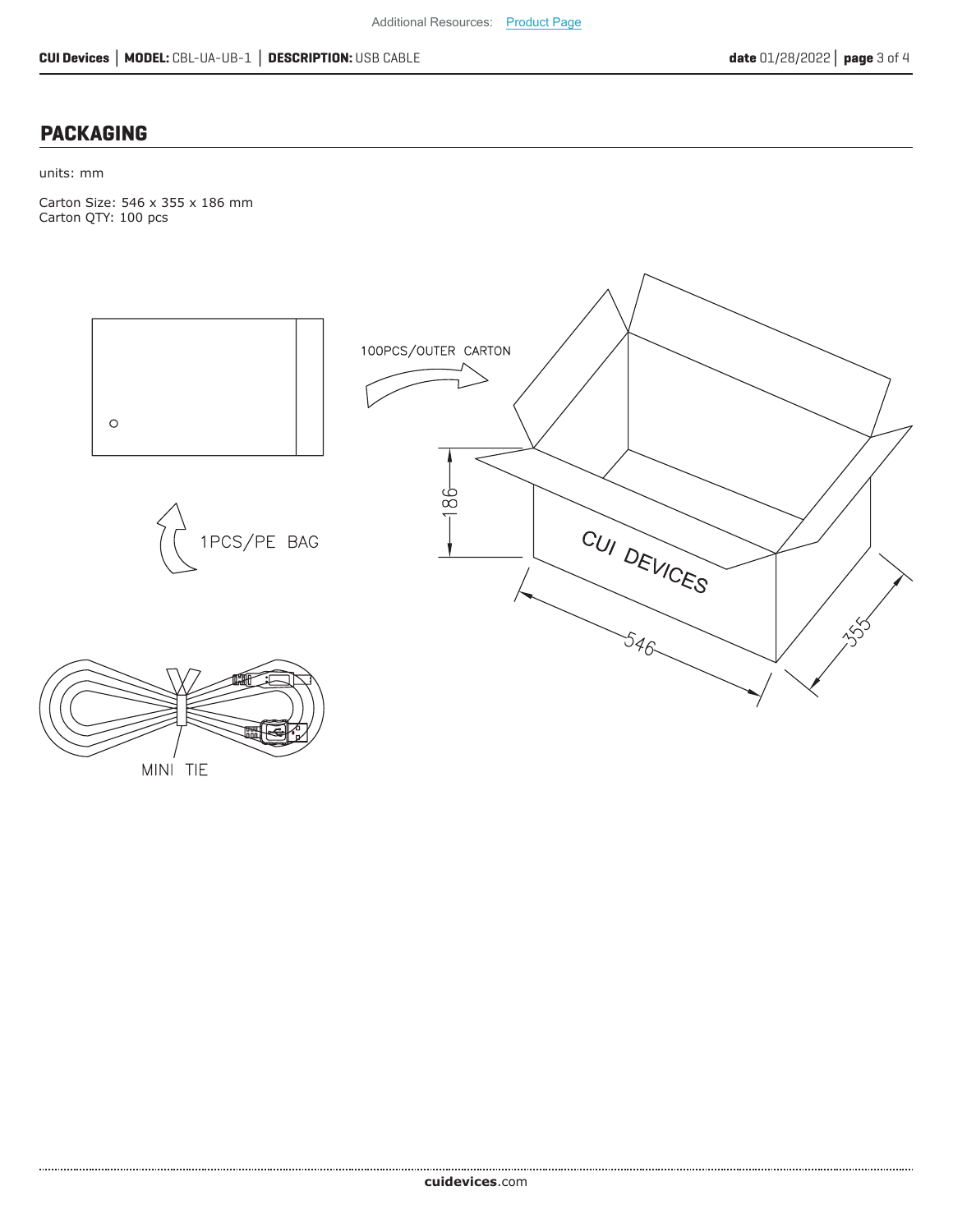## PACKAGING

units: mm

Carton Size: 546 x 355 x 186 mm
Carton QTY: 100 pcs

100PCS/OUTER CARTON

1PCS/PE BAG

MINI TIE

CUI DEVICES

186

546

355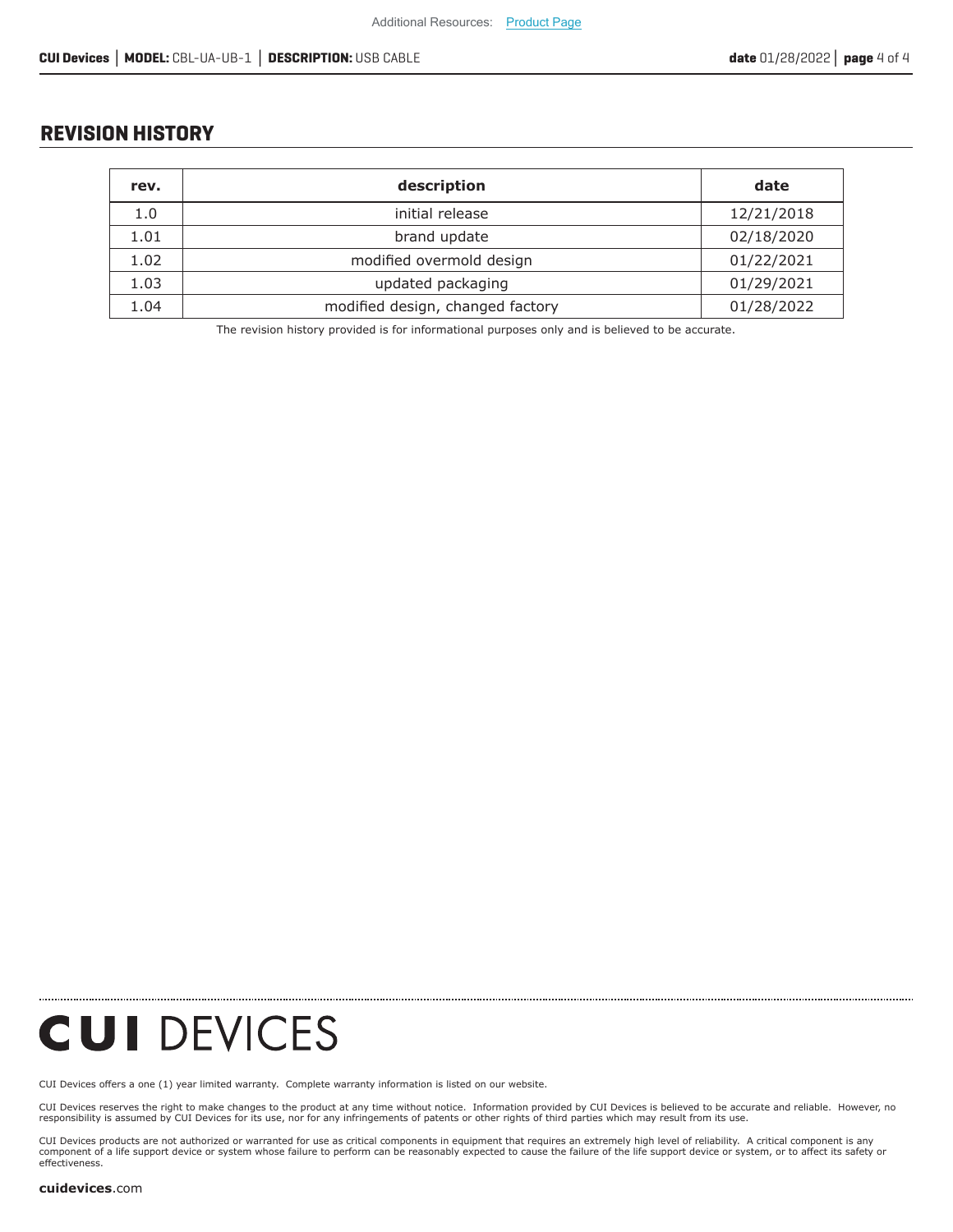## REVISION HISTORY

| rev. | description | date |
| --- | --- | --- |
| 1.0 | initial release | 12/21/2018 |
| 1.01 | brand update | 02/18/2020 |
| 1.02 | modified overmold design | 01/22/2021 |
| 1.03 | updated packaging | 01/29/2021 |
| 1.04 | modified design, changed factory | 01/28/2022 |

The revision history provided is for informational purposes only and is believed to be accurate.

CUI DEVICES

CUI Devices offers a one (1) year limited warranty. Complete warranty information is listed on our website.

CUI Devices reserves the right to make changes to the product at any time without notice. Information provided by CUI Devices is believed to be accurate and reliable. However, no responsibility is assumed by CUI Devices for its use, nor for any infringements of patents or other rights of third parties which may result from its use.

CUI Devices products are not authorized or warranted for use as critical components in equipment that requires an extremely high level of reliability. A critical component is any component of a life support device or system whose failure to perform can be reasonably expected to cause the failure of the life support device or system, or to affect its safety or effectiveness.

**cuidevices**.com